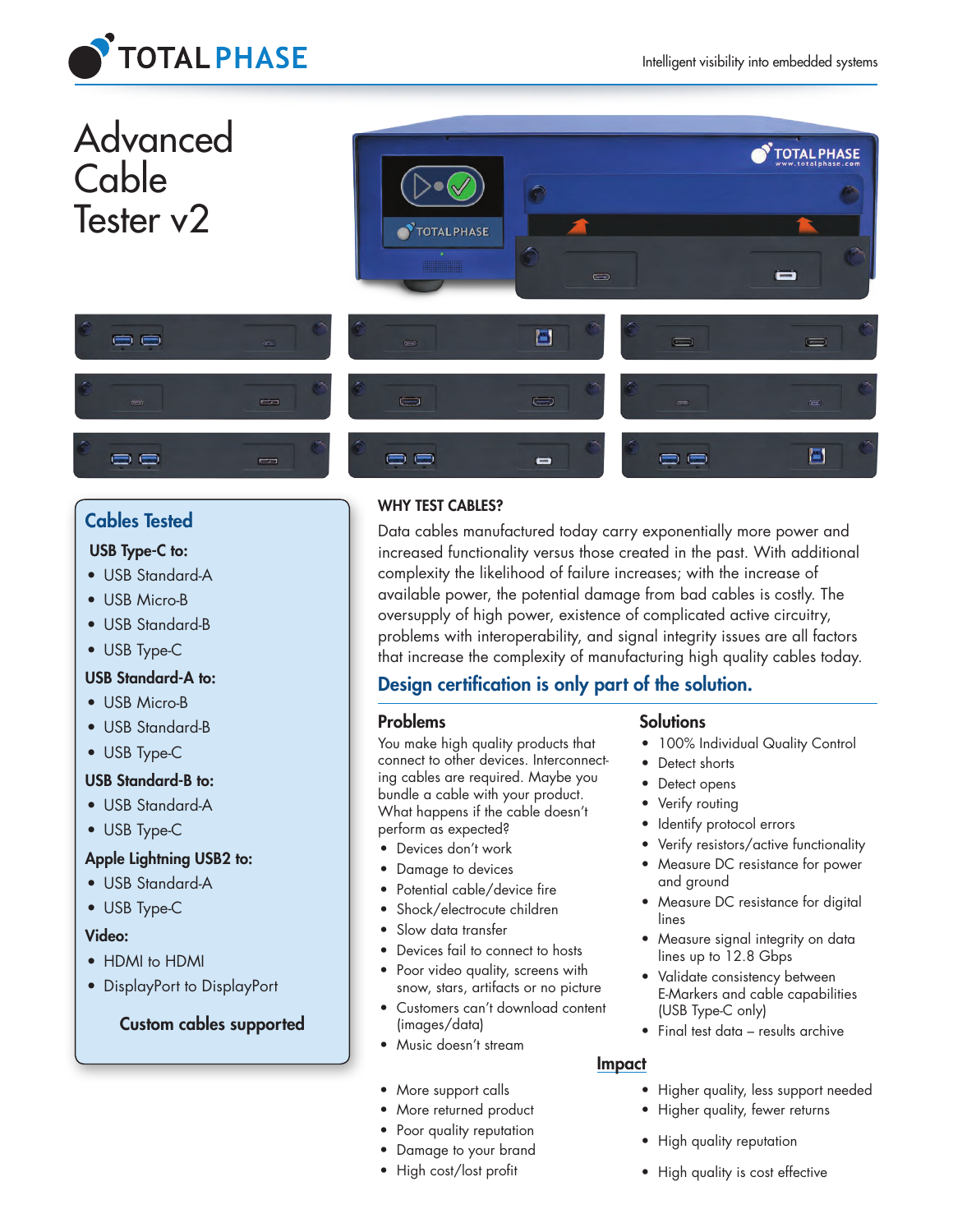# Advanced Cable Tester v2

## Cables Tested

**USB Type-C to:**

- USB Standard-A
- USB Micro-B
- USB Standard-B
- USB Type-C

**USB Standard-A to:**

- USB Micro-B
- USB Standard-B
- USB Type-C

**USB Standard-B to:**

- USB Standard-A
- USB Type-C

**Apple Lightning USB2 to:**

- USB Standard-A
- USB Type-C

**Video:**

- HDMI to HDMI
- DisplayPort to DisplayPort

**Custom cables supported**

## WHY TEST CABLES?

Data cables manufactured today carry exponentially more power and increased functionality versus those created in the past. With additional complexity the likelihood of failure increases; with the increase of available power, the potential damage from bad cables is costly. The oversupply of high power, existence of complicated active circuitry, problems with interoperability, and signal integrity issues are all factors that increase the complexity of manufacturing high quality cables today.

## Design certification is only part of the solution.

### Problems

You make high quality products that connect to other devices. Interconnecting cables are required. Maybe you bundle a cable with your product. What happens if the cable doesn't perform as expected?

- Devices don't work
- Damage to devices
- Potential cable/device fire
- Shock/electrocute children
- Slow data transfer
- Devices fail to connect to hosts
- Poor video quality, screens with snow, stars, artifacts or no picture
- Customers can't download content (images/data)
- Music doesn't stream

### Solutions

- 100% Individual Quality Control
- Detect shorts
- Detect opens
- Verify routing
- Identify protocol errors
- Verify resistors/active functionality
- Measure DC resistance for power and ground
- Measure DC resistance for digital lines
- Measure signal integrity on data lines up to 12.8 Gbps
- Validate consistency between E-Markers and cable capabilities (USB Type-C only)
- Final test data – results archive

### Impact

| Problems | Solutions |
| --- | --- |
| More support calls | Higher quality, less support needed |
| More returned product | Higher quality, fewer returns |
| Poor quality reputation | High quality reputation |
| Damage to your brand | |
| High cost/lost profit | High quality is cost effective |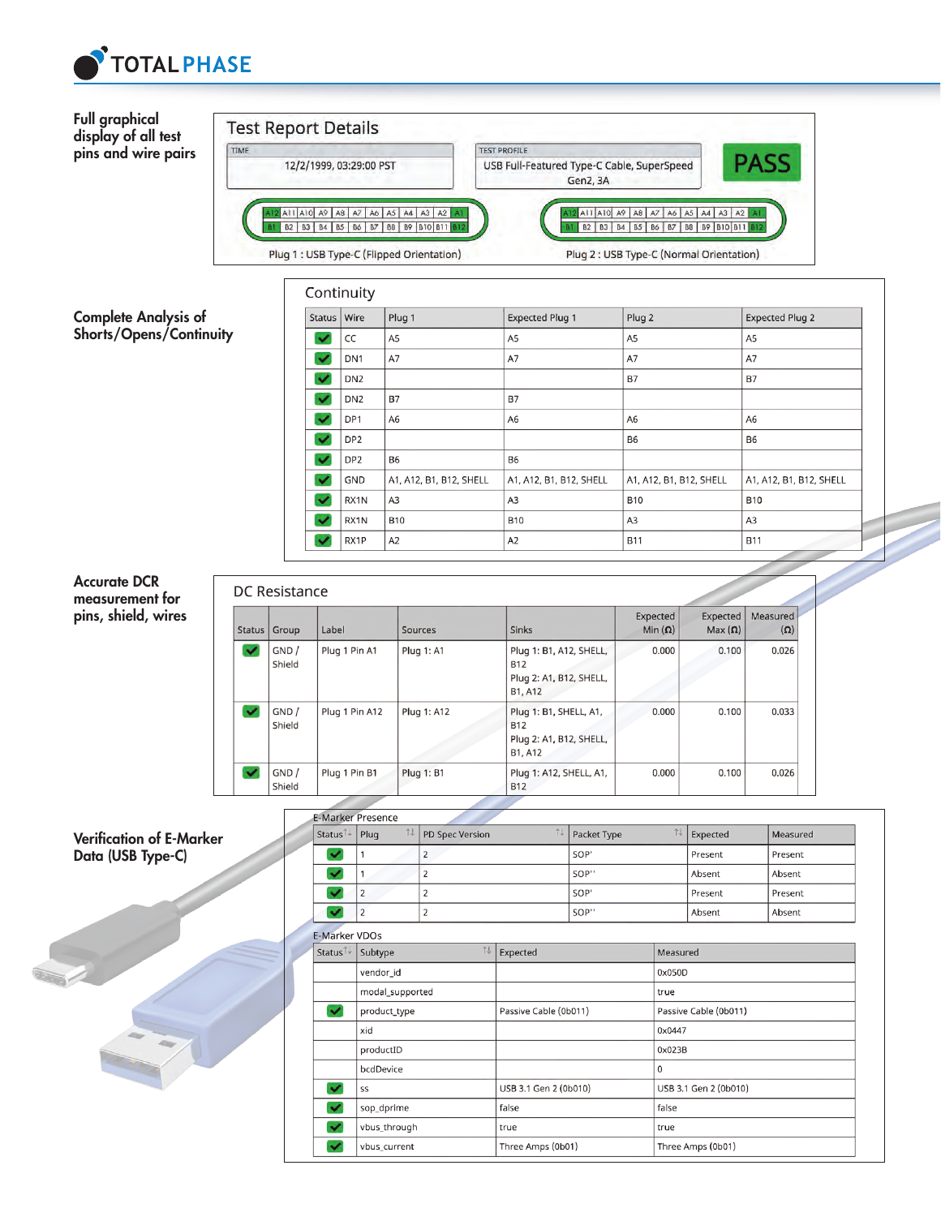**Full graphical display of all test pins and wire pairs**

## Test Report Details

| TIME | TEST PROFILE | |
|---|---|---|
| 12/2/1999, 03:29:00 PST | USB Full-Featured Type-C Cable, SuperSpeed Gen2, 3A | PASS |

Plug 1 : USB Type-C (Flipped Orientation)

| A12 | A11 | A10 | A9 | A8 | A7 | A6 | A5 | A4 | A3 | A2 | A1 |
|---|---|---|---|---|---|---|---|---|---|---|---|
| B1 | B2 | B3 | B4 | B5 | B6 | B7 | B8 | B9 | B10 | B11 | B12 |

Plug 2 : USB Type-C (Normal Orientation)

| A12 | A11 | A10 | A9 | A8 | A7 | A6 | A5 | A4 | A3 | A2 | A1 |
|---|---|---|---|---|---|---|---|---|---|---|---|
| B1 | B2 | B3 | B4 | B5 | B6 | B7 | B8 | B9 | B10 | B11 | B12 |

**Complete Analysis of Shorts/Opens/Continuity**

## Continuity

| Status | Wire | Plug 1 | Expected Plug 1 | Plug 2 | Expected Plug 2 |
|---|---|---|---|---|---|
| ✓ | CC | A5 | A5 | A5 | A5 |
| ✓ | DN1 | A7 | A7 | A7 | A7 |
| ✓ | DN2 | | | B7 | B7 |
| ✓ | DN2 | B7 | B7 | | |
| ✓ | DP1 | A6 | A6 | A6 | A6 |
| ✓ | DP2 | | | B6 | B6 |
| ✓ | DP2 | B6 | B6 | | |
| ✓ | GND | A1, A12, B1, B12, SHELL | A1, A12, B1, B12, SHELL | A1, A12, B1, B12, SHELL | A1, A12, B1, B12, SHELL |
| ✓ | RX1N | A3 | A3 | B10 | B10 |
| ✓ | RX1N | B10 | B10 | A3 | A3 |
| ✓ | RX1P | A2 | A2 | B11 | B11 |

**Accurate DCR measurement for pins, shield, wires**

## DC Resistance

| Status | Group | Label | Sources | Sinks | Expected Min (Ω) | Expected Max (Ω) | Measured (Ω) |
|---|---|---|---|---|---|---|---|
| ✓ | GND / Shield | Plug 1 Pin A1 | Plug 1: A1 | Plug 1: B1, A12, SHELL, B12<br>Plug 2: A1, B12, SHELL, B1, A12 | 0.000 | 0.100 | 0.026 |
| ✓ | GND / Shield | Plug 1 Pin A12 | Plug 1: A12 | Plug 1: B1, SHELL, A1, B12<br>Plug 2: A1, B12, SHELL, B1, A12 | 0.000 | 0.100 | 0.033 |
| ✓ | GND / Shield | Plug 1 Pin B1 | Plug 1: B1 | Plug 1: A12, SHELL, A1, B12 | 0.000 | 0.100 | 0.026 |

**Verification of E-Marker Data (USB Type-C)**

E-Marker Presence

| Status | Plug | PD Spec Version | Packet Type | Expected | Measured |
|---|---|---|---|---|---|
| ✓ | 1 | 2 | SOP' | Present | Present |
| ✓ | 1 | 2 | SOP'' | Absent | Absent |
| ✓ | 2 | 2 | SOP' | Present | Present |
| ✓ | 2 | 2 | SOP'' | Absent | Absent |

E-Marker VDOs

| Status | Subtype | Expected | Measured |
|---|---|---|---|
| | vendor_id | | 0x050D |
| | modal_supported | | true |
| ✓ | product_type | Passive Cable (0b011) | Passive Cable (0b011) |
| | xid | | 0x0447 |
| | productID | | 0x023B |
| | bcdDevice | | 0 |
| ✓ | ss | USB 3.1 Gen 2 (0b010) | USB 3.1 Gen 2 (0b010) |
| ✓ | sop_dprime | false | false |
| ✓ | vbus_through | true | true |
| ✓ | vbus_current | Three Amps (0b01) | Three Amps (0b01) |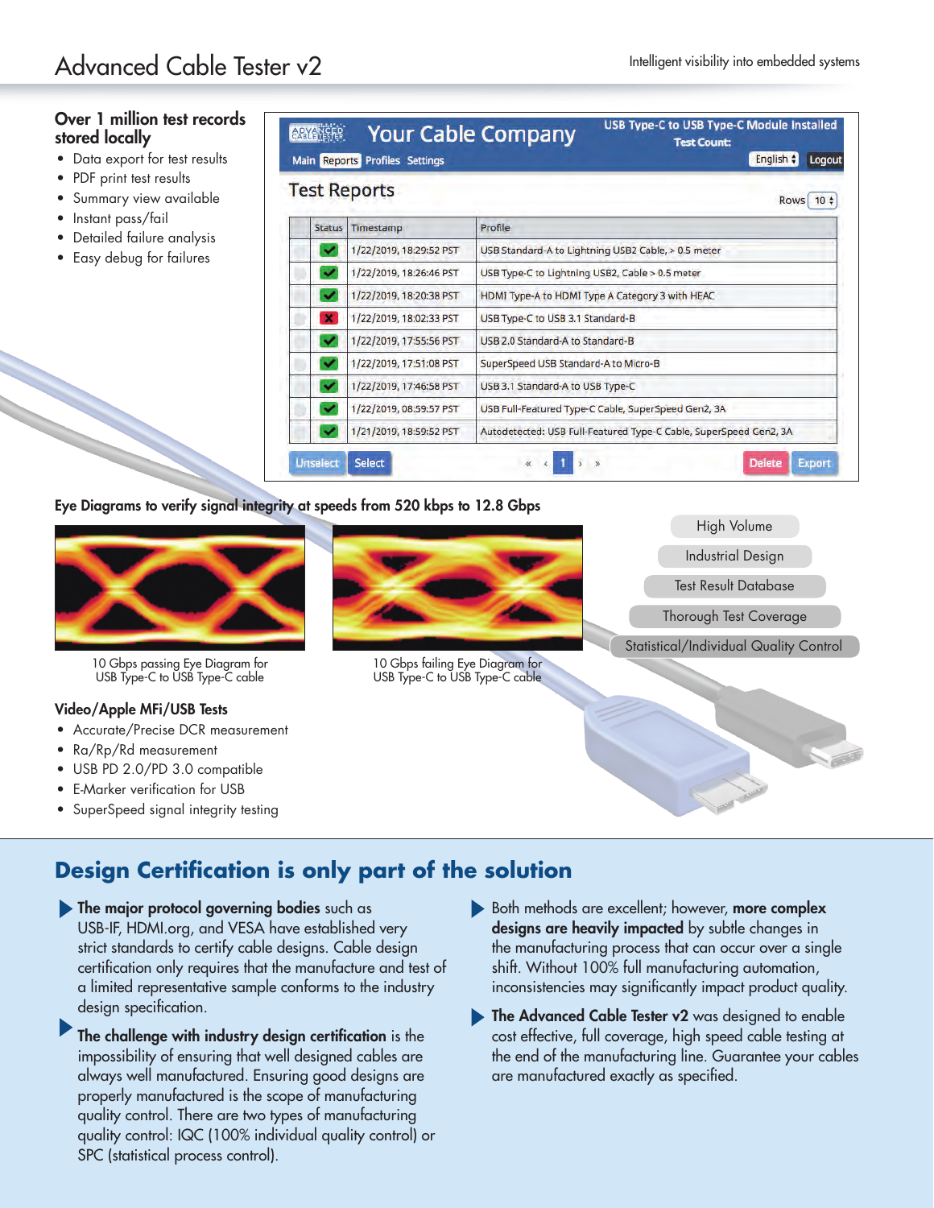# Advanced Cable Tester v2

Intelligent visibility into embedded systems

### Over 1 million test records stored locally

- Data export for test results
- PDF print test results
- Summary view available
- Instant pass/fail
- Detailed failure analysis
- Easy debug for failures

Your Cable Company — USB Type-C to USB Type-C Module Installed — Test Count:

Main | Reports | Profiles | Settings — English — Logout

**Test Reports** — Rows 10

| Status | Timestamp | Profile |
|---|---|---|
| ✓ | 1/22/2019, 18:29:52 PST | USB Standard-A to Lightning USB2 Cable, > 0.5 meter |
| ✓ | 1/22/2019, 18:26:46 PST | USB Type-C to Lightning USB2, Cable > 0.5 meter |
| ✓ | 1/22/2019, 18:20:38 PST | HDMI Type-A to HDMI Type A Category 3 with HEAC |
| ✗ | 1/22/2019, 18:02:33 PST | USB Type-C to USB 3.1 Standard-B |
| ✓ | 1/22/2019, 17:55:56 PST | USB 2.0 Standard-A to Standard-B |
| ✓ | 1/22/2019, 17:51:08 PST | SuperSpeed USB Standard-A to Micro-B |
| ✓ | 1/22/2019, 17:46:58 PST | USB 3.1 Standard-A to USB Type-C |
| ✓ | 1/22/2019, 08:59:57 PST | USB Full-Featured Type-C Cable, SuperSpeed Gen2, 3A |
| ✓ | 1/21/2019, 18:59:52 PST | Autodetected: USB Full-Featured Type-C Cable, SuperSpeed Gen2, 3A |

Unselect | Select | « ‹ 1 › » | Delete | Export

### Eye Diagrams to verify signal integrity at speeds from 520 kbps to 12.8 Gbps

10 Gbps passing Eye Diagram for USB Type-C to USB Type-C cable

10 Gbps failing Eye Diagram for USB Type-C to USB Type-C cable

- High Volume
- Industrial Design
- Test Result Database
- Thorough Test Coverage
- Statistical/Individual Quality Control

### Video/Apple MFi/USB Tests

- Accurate/Precise DCR measurement
- Ra/Rp/Rd measurement
- USB PD 2.0/PD 3.0 compatible
- E-Marker verification for USB
- SuperSpeed signal integrity testing

## Design Certification is only part of the solution

▶ **The major protocol governing bodies** such as USB-IF, HDMI.org, and VESA have established very strict standards to certify cable designs. Cable design certification only requires that the manufacture and test of a limited representative sample conforms to the industry design specification.

▶ **The challenge with industry design certification** is the impossibility of ensuring that well designed cables are always well manufactured. Ensuring good designs are properly manufactured is the scope of manufacturing quality control. There are two types of manufacturing quality control: IQC (100% individual quality control) or SPC (statistical process control).

▶ Both methods are excellent; however, **more complex designs are heavily impacted** by subtle changes in the manufacturing process that can occur over a single shift. Without 100% full manufacturing automation, inconsistencies may significantly impact product quality.

▶ **The Advanced Cable Tester v2** was designed to enable cost effective, full coverage, high speed cable testing at the end of the manufacturing line. Guarantee your cables are manufactured exactly as specified.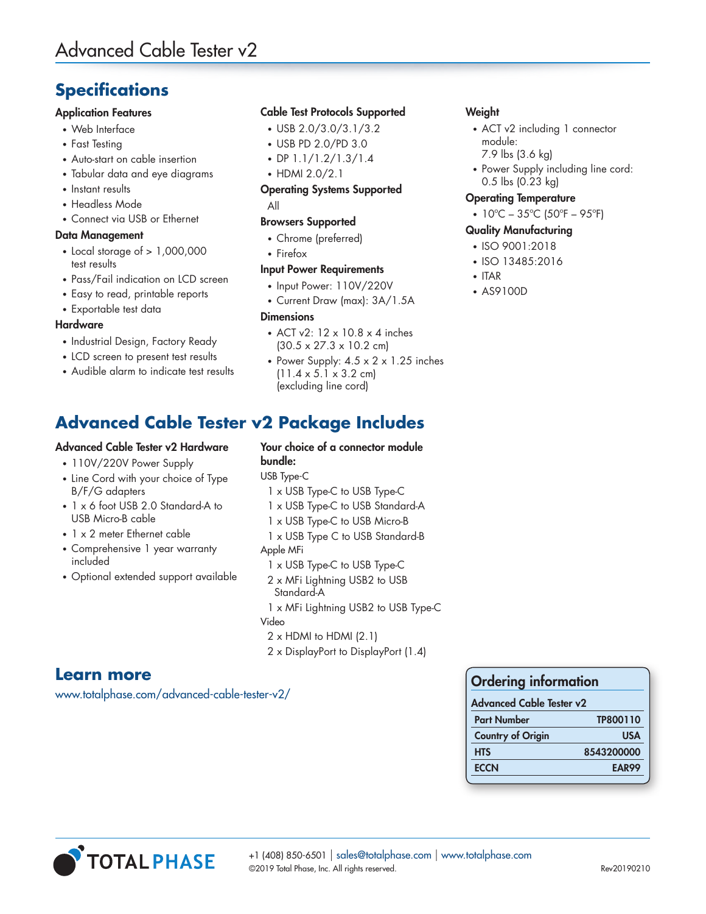# Advanced Cable Tester v2

## Specifications

### Application Features

- Web Interface
- Fast Testing
- Auto-start on cable insertion
- Tabular data and eye diagrams
- Instant results
- Headless Mode
- Connect via USB or Ethernet

### Data Management

- Local storage of > 1,000,000 test results
- Pass/Fail indication on LCD screen
- Easy to read, printable reports
- Exportable test data

### Hardware

- Industrial Design, Factory Ready
- LCD screen to present test results
- Audible alarm to indicate test results

### Cable Test Protocols Supported

- USB 2.0/3.0/3.1/3.2
- USB PD 2.0/PD 3.0
- DP 1.1/1.2/1.3/1.4
- HDMI 2.0/2.1

### Operating Systems Supported

All

### Browsers Supported

- Chrome (preferred)
- Firefox

### Input Power Requirements

- Input Power: 110V/220V
- Current Draw (max): 3A/1.5A

### Dimensions

- ACT v2: 12 x 10.8 x 4 inches (30.5 x 27.3 x 10.2 cm)
- Power Supply: 4.5 x 2 x 1.25 inches (11.4 x 5.1 x 3.2 cm) (excluding line cord)

### Weight

- ACT v2 including 1 connector module: 7.9 lbs (3.6 kg)
- Power Supply including line cord: 0.5 lbs (0.23 kg)

### Operating Temperature

- 10°C – 35°C (50°F – 95°F)

### Quality Manufacturing

- ISO 9001:2018
- ISO 13485:2016
- ITAR
- AS9100D

## Advanced Cable Tester v2 Package Includes

### Advanced Cable Tester v2 Hardware

- 110V/220V Power Supply
- Line Cord with your choice of Type B/F/G adapters
- 1 x 6 foot USB 2.0 Standard-A to USB Micro-B cable
- 1 x 2 meter Ethernet cable
- Comprehensive 1 year warranty included
- Optional extended support available

### Your choice of a connector module bundle:

USB Type-C

1 x USB Type-C to USB Type-C
1 x USB Type-C to USB Standard-A
1 x USB Type-C to USB Micro-B
1 x USB Type C to USB Standard-B

Apple MFi

1 x USB Type-C to USB Type-C
2 x MFi Lightning USB2 to USB Standard-A
1 x MFi Lightning USB2 to USB Type-C

Video

2 x HDMI to HDMI (2.1)
2 x DisplayPort to DisplayPort (1.4)

## Learn more

www.totalphase.com/advanced-cable-tester-v2/

### Ordering information

**Advanced Cable Tester v2**

| | |
|---|---|
| **Part Number** | **TP800110** |
| **Country of Origin** | **USA** |
| **HTS** | **8543200000** |
| **ECCN** | **EAR99** |

TOTAL PHASE

+1 (408) 850-6501 | sales@totalphase.com | www.totalphase.com
©2019 Total Phase, Inc. All rights reserved.

Rev20190210